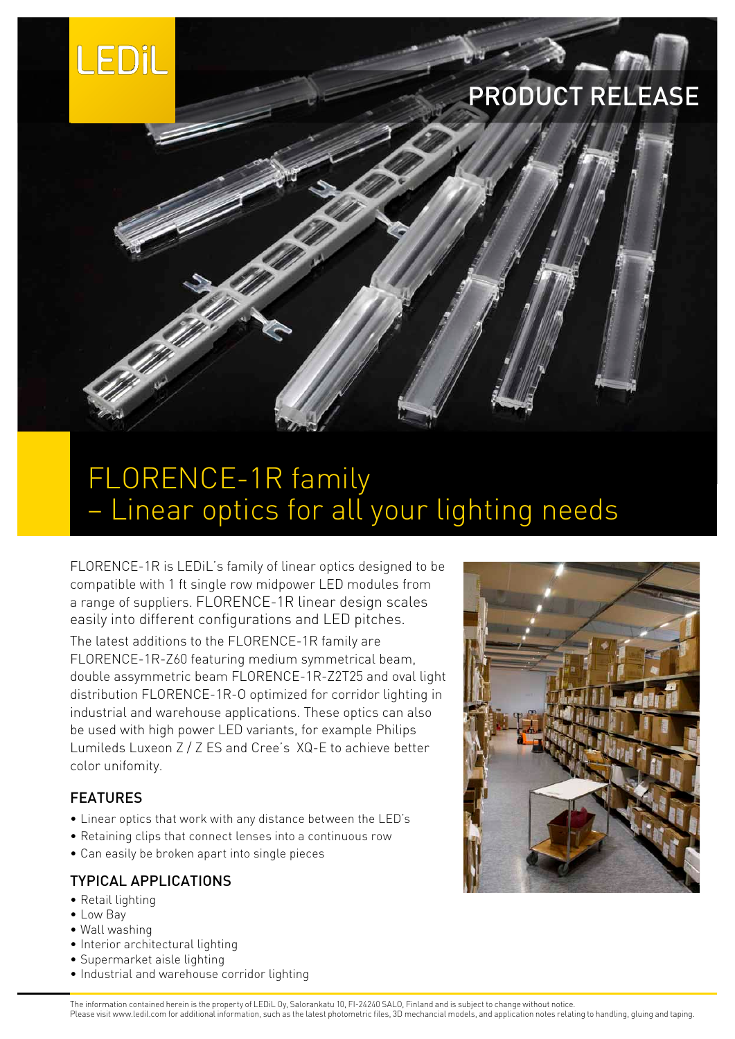LEDiL

PRODUCT RELEASE

# FLORENCE-1R family – Linear optics for all your lighting needs

FLORENCE-1R is LEDiL's family of linear optics designed to be compatible with 1 ft single row midpower LED modules from a range of suppliers. FLORENCE-1R linear design scales easily into different configurations and LED pitches.

The latest additions to the FLORENCE-1R family are FLORENCE-1R-Z60 featuring medium symmetrical beam, double assymmetric beam FLORENCE-1R-Z2T25 and oval light distribution FLORENCE-1R-O optimized for corridor lighting in industrial and warehouse applications. These optics can also be used with high power LED variants, for example Philips Lumileds Luxeon Z / Z ES and Cree's XQ-E to achieve better color unifomity.

## FEATURES

- Linear optics that work with any distance between the LED's
- Retaining clips that connect lenses into a continuous row
- Can easily be broken apart into single pieces

## TYPICAL APPLICATIONS

- Retail lighting
- Low Bay
- Wall washing
- Interior architectural lighting
- Supermarket aisle lighting
- Industrial and warehouse corridor lighting

The information contained herein is the property of LEDiL Oy, Salorankatu 10, FI-24240 SALO, Finland and is subject to change without notice.
Please visit www.ledil.com for additional information, such as the latest photometric files, 3D mechancial models, and application notes relating to handling, gluing and taping.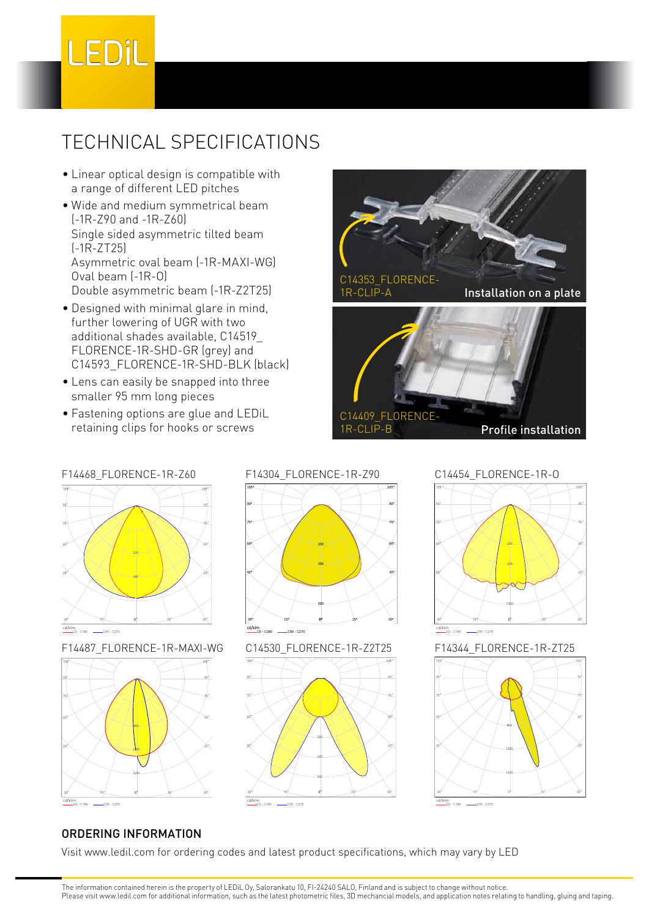# TECHNICAL SPECIFICATIONS

- Linear optical design is compatible with a range of different LED pitches
- Wide and medium symmetrical beam (-1R-Z90 and -1R-Z60)
  Single sided asymmetric tilted beam (-1R-ZT25)
  Asymmetric oval beam (-1R-MAXI-WG)
  Oval beam (-1R-O)
  Double asymmetric beam (-1R-Z2T25)
- Designed with minimal glare in mind, further lowering of UGR with two additional shades available, C14519_FLORENCE-1R-SHD-GR (grey) and C14593_FLORENCE-1R-SHD-BLK (black)
- Lens can easily be snapped into three smaller 95 mm long pieces
- Fastening options are glue and LEDiL retaining clips for hooks or screws

C14353_FLORENCE-1R-CLIP-A
Installation on a plate

C14409_FLORENCE-1R-CLIP-B
Profile installation

F14468_FLORENCE-1R-Z60

F14304_FLORENCE-1R-Z90

C14454_FLORENCE-1R-O

F14487_FLORENCE-1R-MAXI-WG

C14530_FLORENCE-1R-Z2T25

F14344_FLORENCE-1R-ZT25

## ORDERING INFORMATION

Visit www.ledil.com for ordering codes and latest product specifications, which may vary by LED

The information contained herein is the property of LEDiL Oy, Salorankatu 10, FI-24240 SALO, Finland and is subject to change without notice.
Please visit www.ledil.com for additional information, such as the latest photometric files, 3D mechancial models, and application notes relating to handling, gluing and taping.